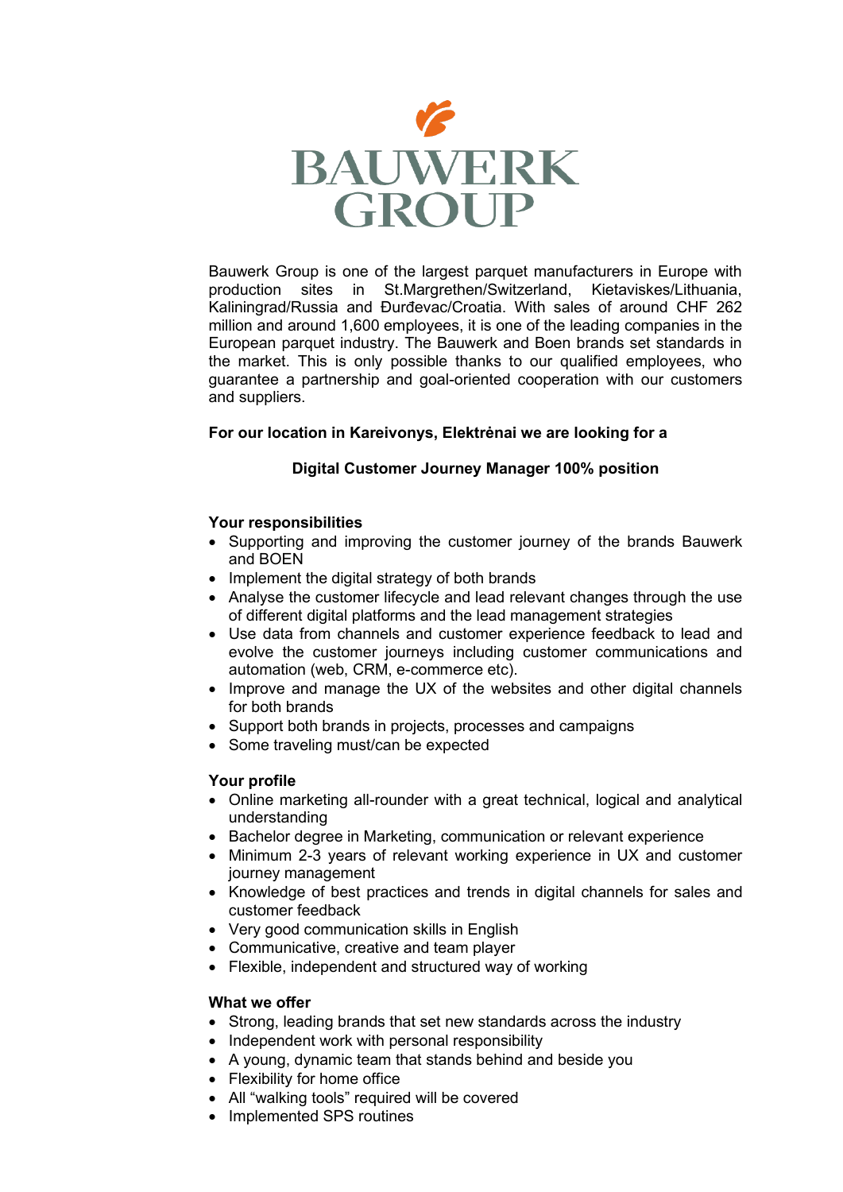BAUWERK GROUP

Bauwerk Group is one of the largest parquet manufacturers in Europe with production sites in St.Margrethen/Switzerland, Kietaviskes/Lithuania, Kaliningrad/Russia and Đurđevac/Croatia. With sales of around CHF 262 million and around 1,600 employees, it is one of the leading companies in the European parquet industry. The Bauwerk and Boen brands set standards in the market. This is only possible thanks to our qualified employees, who guarantee a partnership and goal-oriented cooperation with our customers and suppliers.

**For our location in Kareivonys, Elektrėnai we are looking for a**

**Digital Customer Journey Manager 100% position**

### Your responsibilities

- Supporting and improving the customer journey of the brands Bauwerk and BOEN
- Implement the digital strategy of both brands
- Analyse the customer lifecycle and lead relevant changes through the use of different digital platforms and the lead management strategies
- Use data from channels and customer experience feedback to lead and evolve the customer journeys including customer communications and automation (web, CRM, e-commerce etc).
- Improve and manage the UX of the websites and other digital channels for both brands
- Support both brands in projects, processes and campaigns
- Some traveling must/can be expected

### Your profile

- Online marketing all-rounder with a great technical, logical and analytical understanding
- Bachelor degree in Marketing, communication or relevant experience
- Minimum 2-3 years of relevant working experience in UX and customer journey management
- Knowledge of best practices and trends in digital channels for sales and customer feedback
- Very good communication skills in English
- Communicative, creative and team player
- Flexible, independent and structured way of working

### What we offer

- Strong, leading brands that set new standards across the industry
- Independent work with personal responsibility
- A young, dynamic team that stands behind and beside you
- Flexibility for home office
- All “walking tools” required will be covered
- Implemented SPS routines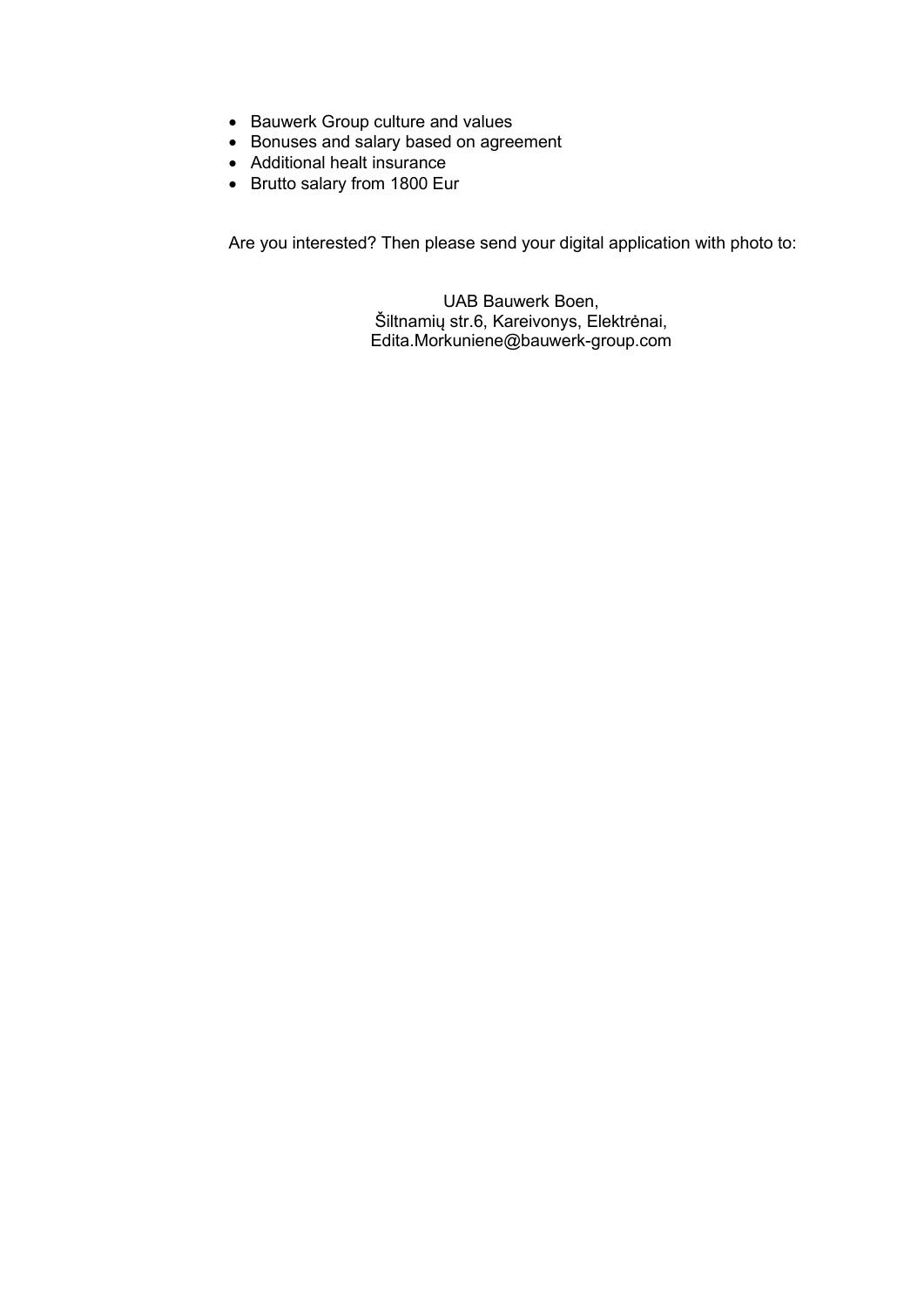- Bauwerk Group culture and values
- Bonuses and salary based on agreement
- Additional healt insurance
- Brutto salary from 1800 Eur

Are you interested? Then please send your digital application with photo to:

UAB Bauwerk Boen,
Šiltnamių str.6, Kareivonys, Elektrėnai,
Edita.Morkuniene@bauwerk-group.com